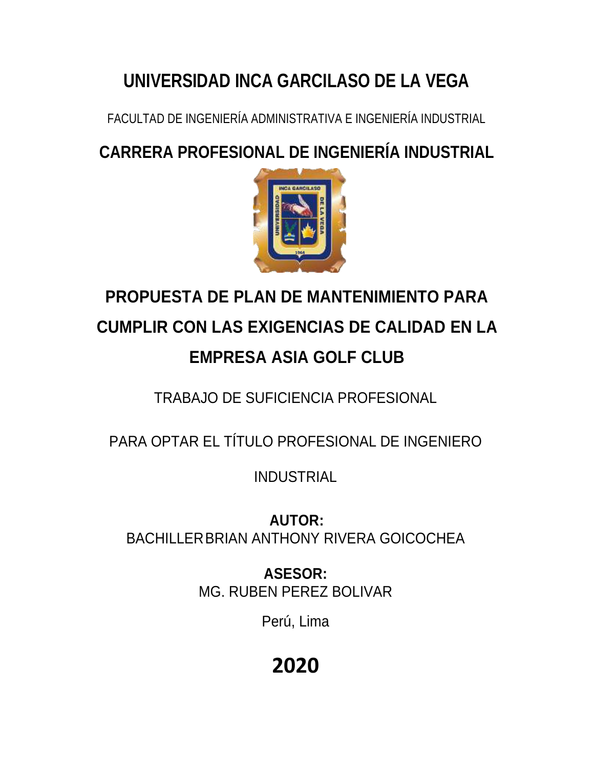# UNIVERSIDAD INCA GARCILASO DE LA VEGA

FACULTAD DE INGENIERÍA ADMINISTRATIVA E INGENIERÍA INDUSTRIAL

## CARRERA PROFESIONAL DE INGENIERÍA INDUSTRIAL

# PROPUESTA DE PLAN DE MANTENIMIENTO PARA CUMPLIR CON LAS EXIGENCIAS DE CALIDAD EN LA EMPRESA ASIA GOLF CLUB

TRABAJO DE SUFICIENCIA PROFESIONAL

PARA OPTAR EL TÍTULO PROFESIONAL DE INGENIERO INDUSTRIAL

**AUTOR:**
BACHILLER BRIAN ANTHONY RIVERA GOICOCHEA

**ASESOR:**
MG. RUBEN PEREZ BOLIVAR

Perú, Lima

**2020**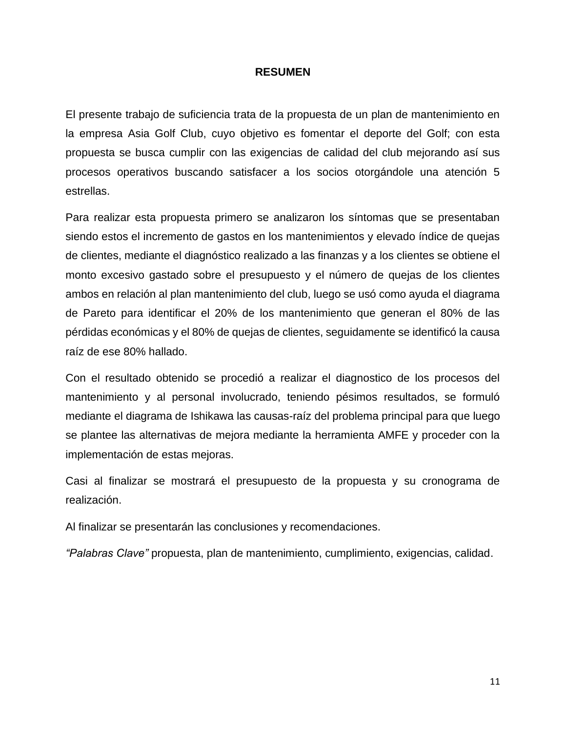# RESUMEN

El presente trabajo de suficiencia trata de la propuesta de un plan de mantenimiento en la empresa Asia Golf Club, cuyo objetivo es fomentar el deporte del Golf; con esta propuesta se busca cumplir con las exigencias de calidad del club mejorando así sus procesos operativos buscando satisfacer a los socios otorgándole una atención 5 estrellas.

Para realizar esta propuesta primero se analizaron los síntomas que se presentaban siendo estos el incremento de gastos en los mantenimientos y elevado índice de quejas de clientes, mediante el diagnóstico realizado a las finanzas y a los clientes se obtiene el monto excesivo gastado sobre el presupuesto y el número de quejas de los clientes ambos en relación al plan mantenimiento del club, luego se usó como ayuda el diagrama de Pareto para identificar el 20% de los mantenimiento que generan el 80% de las pérdidas económicas y el 80% de quejas de clientes, seguidamente se identificó la causa raíz de ese 80% hallado.

Con el resultado obtenido se procedió a realizar el diagnostico de los procesos del mantenimiento y al personal involucrado, teniendo pésimos resultados, se formuló mediante el diagrama de Ishikawa las causas-raíz del problema principal para que luego se plantee las alternativas de mejora mediante la herramienta AMFE y proceder con la implementación de estas mejoras.

Casi al finalizar se mostrará el presupuesto de la propuesta y su cronograma de realización.

Al finalizar se presentarán las conclusiones y recomendaciones.

*"Palabras Clave"* propuesta, plan de mantenimiento, cumplimiento, exigencias, calidad.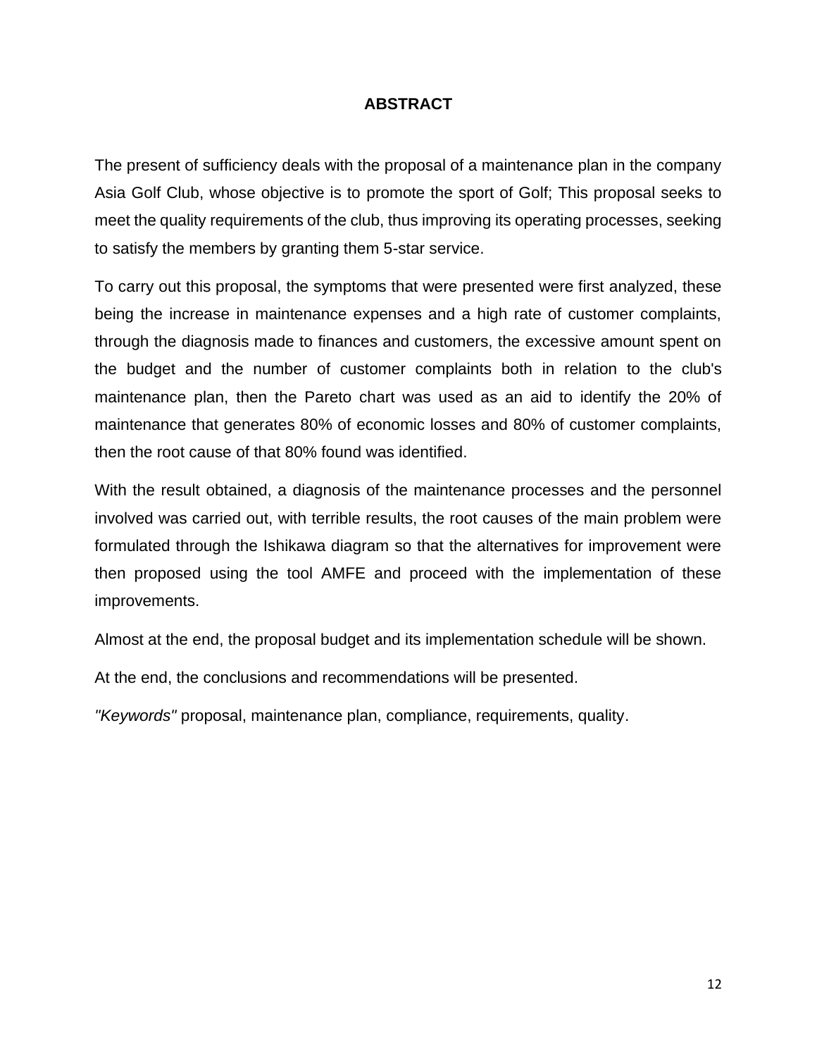# ABSTRACT

The present of sufficiency deals with the proposal of a maintenance plan in the company Asia Golf Club, whose objective is to promote the sport of Golf; This proposal seeks to meet the quality requirements of the club, thus improving its operating processes, seeking to satisfy the members by granting them 5-star service.

To carry out this proposal, the symptoms that were presented were first analyzed, these being the increase in maintenance expenses and a high rate of customer complaints, through the diagnosis made to finances and customers, the excessive amount spent on the budget and the number of customer complaints both in relation to the club's maintenance plan, then the Pareto chart was used as an aid to identify the 20% of maintenance that generates 80% of economic losses and 80% of customer complaints, then the root cause of that 80% found was identified.

With the result obtained, a diagnosis of the maintenance processes and the personnel involved was carried out, with terrible results, the root causes of the main problem were formulated through the Ishikawa diagram so that the alternatives for improvement were then proposed using the tool AMFE and proceed with the implementation of these improvements.

Almost at the end, the proposal budget and its implementation schedule will be shown.

At the end, the conclusions and recommendations will be presented.

*"Keywords"* proposal, maintenance plan, compliance, requirements, quality.